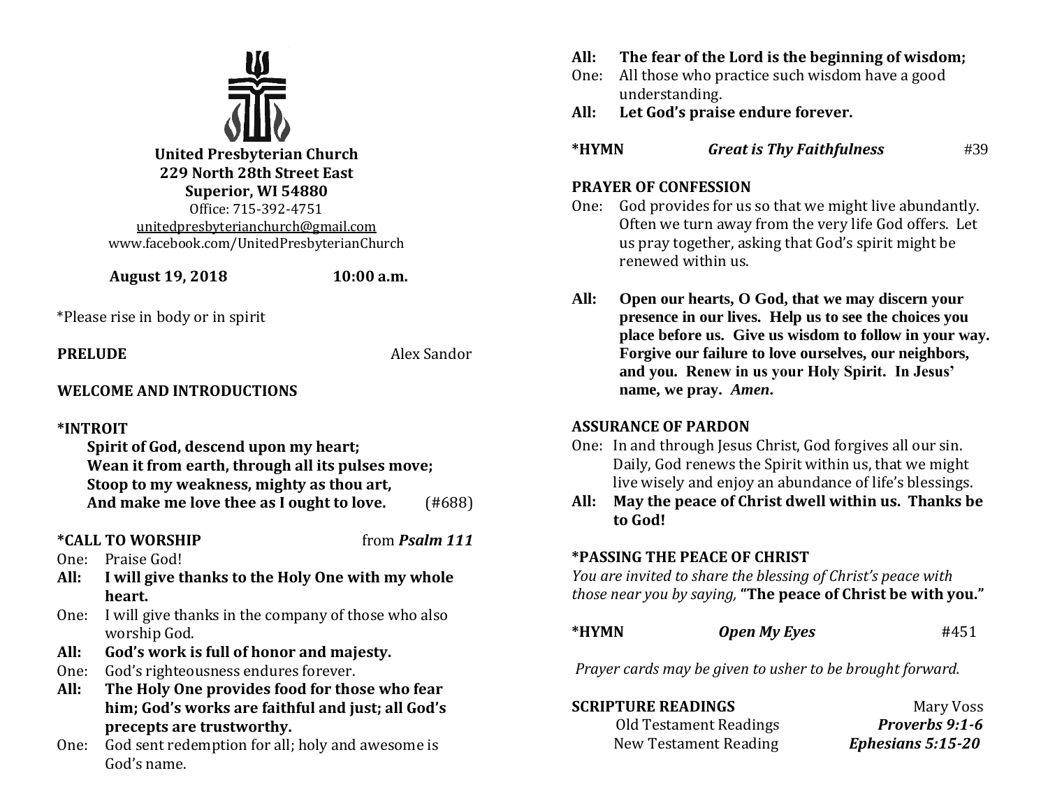**United Presbyterian Church**
**229 North 28th Street East**
**Superior, WI 54880**
Office: 715-392-4751
unitedpresbyterianchurch@gmail.com
www.facebook.com/UnitedPresbyterianChurch

**August 19, 2018** **10:00 a.m.**

*Please rise in body or in spirit

**PRELUDE** Alex Sandor

**WELCOME AND INTRODUCTIONS**

**\*INTROIT**

**Spirit of God, descend upon my heart;**
**Wean it from earth, through all its pulses move;**
**Stoop to my weakness, mighty as thou art,**
**And make me love thee as I ought to love.** (#688)

**\*CALL TO WORSHIP** from ***Psalm 111***

One: Praise God!
**All: I will give thanks to the Holy One with my whole heart.**
One: I will give thanks in the company of those who also worship God.
**All: God's work is full of honor and majesty.**
One: God's righteousness endures forever.
**All: The Holy One provides food for those who fear him; God's works are faithful and just; all God's precepts are trustworthy.**
One: God sent redemption for all; holy and awesome is God's name.
**All: The fear of the Lord is the beginning of wisdom;**
One: All those who practice such wisdom have a good understanding.
**All: Let God's praise endure forever.**

**\*HYMN** ***Great is Thy Faithfulness*** #39

**PRAYER OF CONFESSION**

One: God provides for us so that we might live abundantly. Often we turn away from the very life God offers. Let us pray together, asking that God's spirit might be renewed within us.

**All: Open our hearts, O God, that we may discern your presence in our lives. Help us to see the choices you place before us. Give us wisdom to follow in your way. Forgive our failure to love ourselves, our neighbors, and you. Renew in us your Holy Spirit. In Jesus' name, we pray. *Amen*.**

**ASSURANCE OF PARDON**

One: In and through Jesus Christ, God forgives all our sin. Daily, God renews the Spirit within us, that we might live wisely and enjoy an abundance of life's blessings.
**All: May the peace of Christ dwell within us. Thanks be to God!**

**\*PASSING THE PEACE OF CHRIST**

*You are invited to share the blessing of Christ's peace with those near you by saying,* **"The peace of Christ be with you."**

**\*HYMN** ***Open My Eyes*** #451

*Prayer cards may be given to usher to be brought forward.*

**SCRIPTURE READINGS** Mary Voss

Old Testament Readings ***Proverbs 9:1-6***
New Testament Reading ***Ephesians 5:15-20***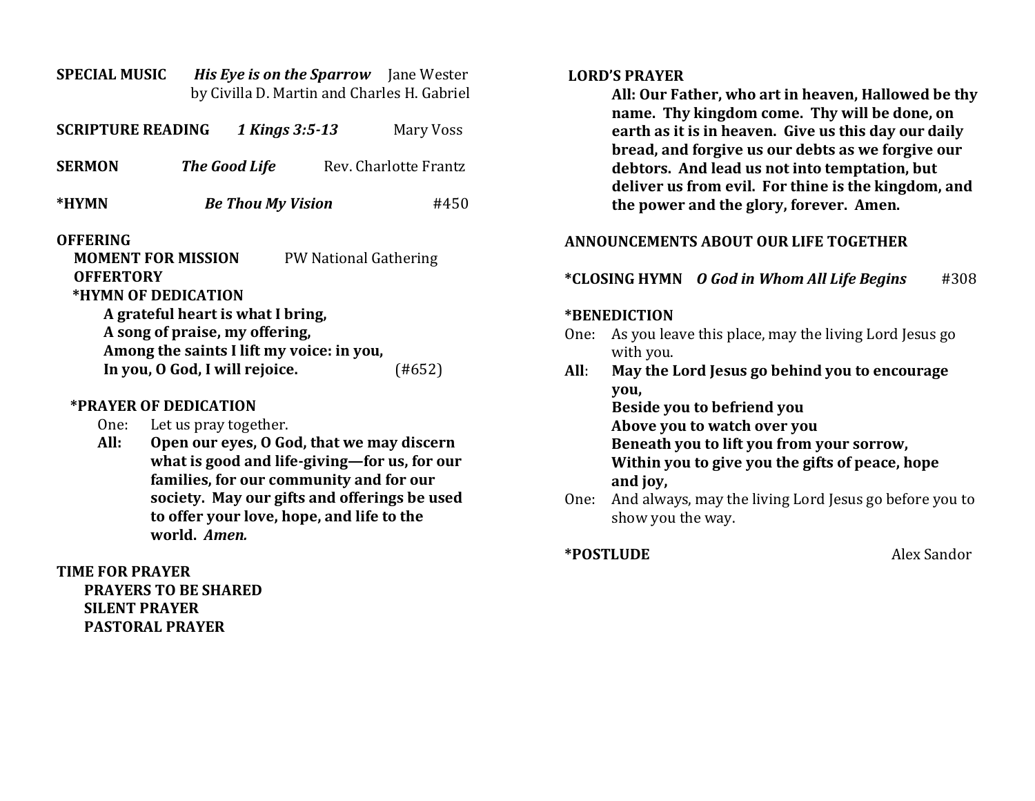**SPECIAL MUSIC** ***His Eye is on the Sparrow*** Jane Wester
by Civilla D. Martin and Charles H. Gabriel

**SCRIPTURE READING** ***1 Kings 3:5-13*** Mary Voss

**SERMON** ***The Good Life*** Rev. Charlotte Frantz

**\*HYMN** ***Be Thou My Vision*** #450

**OFFERING**

**MOMENT FOR MISSION** PW National Gathering

**OFFERTORY**

**\*HYMN OF DEDICATION**

**A grateful heart is what I bring,**
**A song of praise, my offering,**
**Among the saints I lift my voice: in you,**
**In you, O God, I will rejoice.** (#652)

**\*PRAYER OF DEDICATION**

One: Let us pray together.

**All: Open our eyes, O God, that we may discern what is good and life-giving—for us, for our families, for our community and for our society. May our gifts and offerings be used to offer your love, hope, and life to the world. *Amen.***

**TIME FOR PRAYER**

**PRAYERS TO BE SHARED**

**SILENT PRAYER**

**PASTORAL PRAYER**

**LORD'S PRAYER**

**All: Our Father, who art in heaven, Hallowed be thy name. Thy kingdom come. Thy will be done, on earth as it is in heaven. Give us this day our daily bread, and forgive us our debts as we forgive our debtors. And lead us not into temptation, but deliver us from evil. For thine is the kingdom, and the power and the glory, forever. Amen.**

**ANNOUNCEMENTS ABOUT OUR LIFE TOGETHER**

**\*CLOSING HYMN** ***O God in Whom All Life Begins*** #308

**\*BENEDICTION**

One: As you leave this place, may the living Lord Jesus go with you.

**All: May the Lord Jesus go behind you to encourage you,**
**Beside you to befriend you**
**Above you to watch over you**
**Beneath you to lift you from your sorrow,**
**Within you to give you the gifts of peace, hope and joy,**

One: And always, may the living Lord Jesus go before you to show you the way.

**\*POSTLUDE** Alex Sandor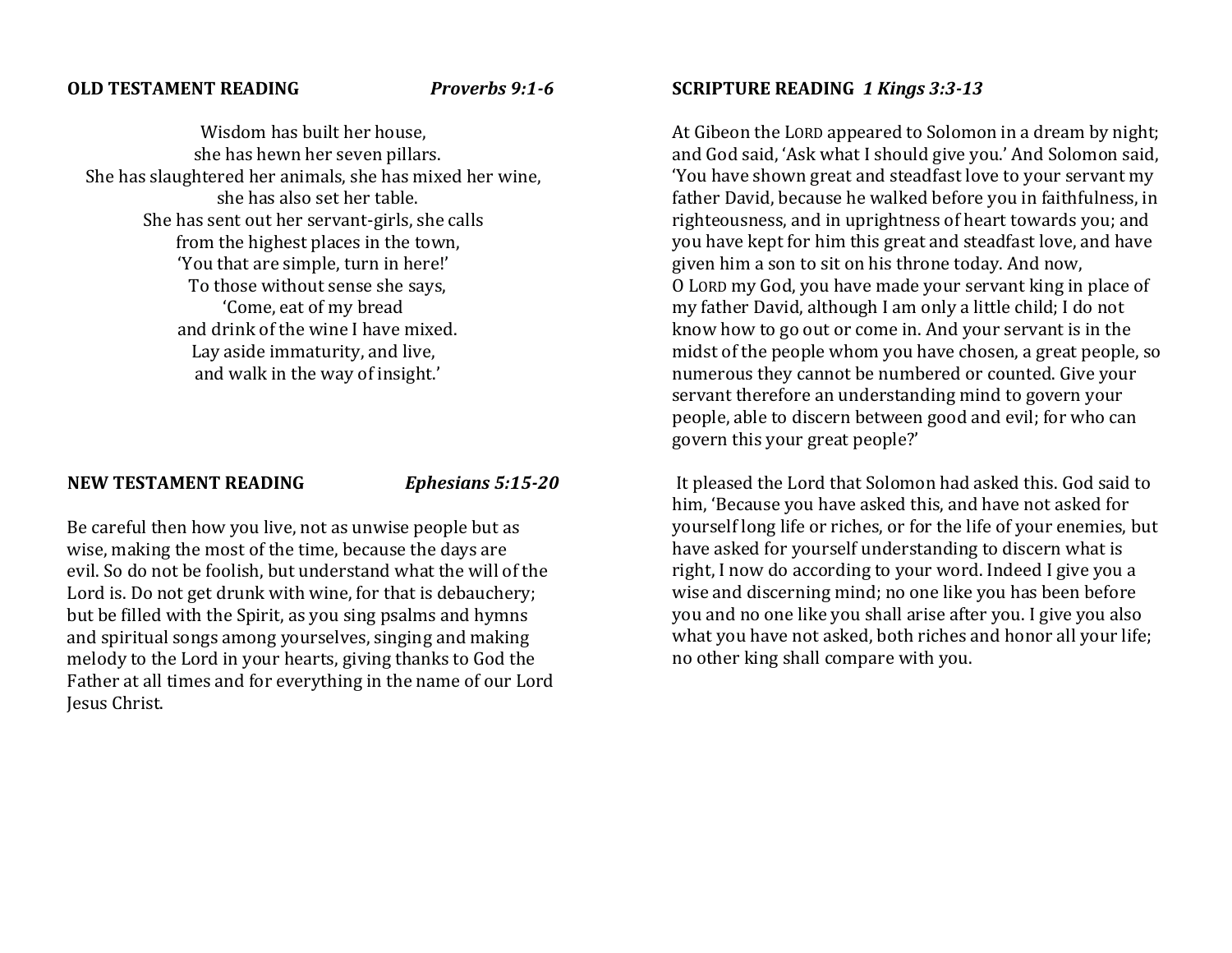**OLD TESTAMENT READING** *Proverbs 9:1-6*

Wisdom has built her house,  
she has hewn her seven pillars.  
She has slaughtered her animals, she has mixed her wine,  
she has also set her table.  
She has sent out her servant-girls, she calls  
from the highest places in the town,  
'You that are simple, turn in here!'  
To those without sense she says,  
'Come, eat of my bread  
and drink of the wine I have mixed.  
Lay aside immaturity, and live,  
and walk in the way of insight.'

**NEW TESTAMENT READING** *Ephesians 5:15-20*

Be careful then how you live, not as unwise people but as wise, making the most of the time, because the days are evil. So do not be foolish, but understand what the will of the Lord is. Do not get drunk with wine, for that is debauchery; but be filled with the Spirit, as you sing psalms and hymns and spiritual songs among yourselves, singing and making melody to the Lord in your hearts, giving thanks to God the Father at all times and for everything in the name of our Lord Jesus Christ.

**SCRIPTURE READING** *1 Kings 3:3-13*

At Gibeon the LORD appeared to Solomon in a dream by night; and God said, 'Ask what I should give you.' And Solomon said, 'You have shown great and steadfast love to your servant my father David, because he walked before you in faithfulness, in righteousness, and in uprightness of heart towards you; and you have kept for him this great and steadfast love, and have given him a son to sit on his throne today. And now, O LORD my God, you have made your servant king in place of my father David, although I am only a little child; I do not know how to go out or come in. And your servant is in the midst of the people whom you have chosen, a great people, so numerous they cannot be numbered or counted. Give your servant therefore an understanding mind to govern your people, able to discern between good and evil; for who can govern this your great people?'

It pleased the Lord that Solomon had asked this. God said to him, 'Because you have asked this, and have not asked for yourself long life or riches, or for the life of your enemies, but have asked for yourself understanding to discern what is right, I now do according to your word. Indeed I give you a wise and discerning mind; no one like you has been before you and no one like you shall arise after you. I give you also what you have not asked, both riches and honor all your life; no other king shall compare with you.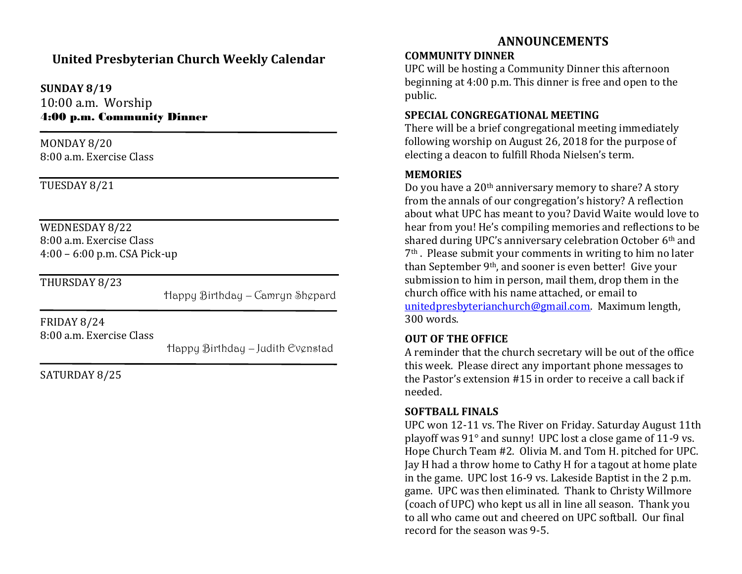## United Presbyterian Church Weekly Calendar

**SUNDAY 8/19**
10:00 a.m. Worship
**4:00 p.m. Community Dinner**

---

MONDAY 8/20
8:00 a.m. Exercise Class

---

TUESDAY 8/21

---

WEDNESDAY 8/22
8:00 a.m. Exercise Class
4:00 – 6:00 p.m. CSA Pick-up

---

THURSDAY 8/23
Happy Birthday – Camryn Shepard

---

FRIDAY 8/24
8:00 a.m. Exercise Class
Happy Birthday – Judith Evenstad

---

SATURDAY 8/25

## ANNOUNCEMENTS

**COMMUNITY DINNER**
UPC will be hosting a Community Dinner this afternoon beginning at 4:00 p.m. This dinner is free and open to the public.

**SPECIAL CONGREGATIONAL MEETING**
There will be a brief congregational meeting immediately following worship on August 26, 2018 for the purpose of electing a deacon to fulfill Rhoda Nielsen's term.

**MEMORIES**
Do you have a 20th anniversary memory to share? A story from the annals of our congregation's history? A reflection about what UPC has meant to you? David Waite would love to hear from you! He's compiling memories and reflections to be shared during UPC's anniversary celebration October 6th and 7th . Please submit your comments in writing to him no later than September 9th, and sooner is even better! Give your submission to him in person, mail them, drop them in the church office with his name attached, or email to unitedpresbyterianchurch@gmail.com. Maximum length, 300 words.

**OUT OF THE OFFICE**
A reminder that the church secretary will be out of the office this week. Please direct any important phone messages to the Pastor's extension #15 in order to receive a call back if needed.

**SOFTBALL FINALS**
UPC won 12-11 vs. The River on Friday. Saturday August 11th playoff was 91° and sunny! UPC lost a close game of 11-9 vs. Hope Church Team #2. Olivia M. and Tom H. pitched for UPC. Jay H had a throw home to Cathy H for a tagout at home plate in the game. UPC lost 16-9 vs. Lakeside Baptist in the 2 p.m. game. UPC was then eliminated. Thank to Christy Willmore (coach of UPC) who kept us all in line all season. Thank you to all who came out and cheered on UPC softball. Our final record for the season was 9-5.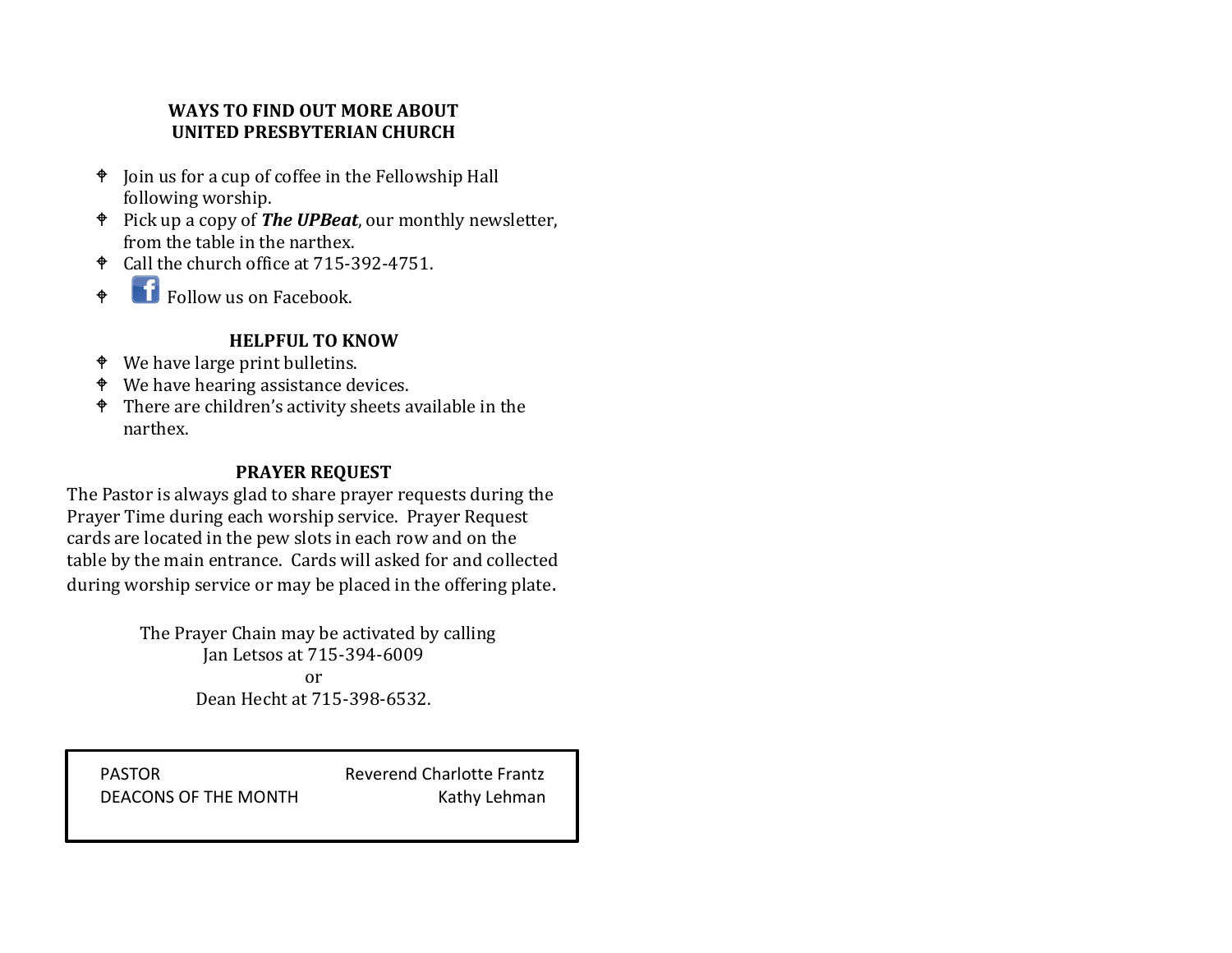## WAYS TO FIND OUT MORE ABOUT UNITED PRESBYTERIAN CHURCH

- Join us for a cup of coffee in the Fellowship Hall following worship.
- Pick up a copy of ***The UPBeat***, our monthly newsletter, from the table in the narthex.
- Call the church office at 715-392-4751.
- Follow us on Facebook.

## HELPFUL TO KNOW

- We have large print bulletins.
- We have hearing assistance devices.
- There are children's activity sheets available in the narthex.

## PRAYER REQUEST

The Pastor is always glad to share prayer requests during the Prayer Time during each worship service. Prayer Request cards are located in the pew slots in each row and on the table by the main entrance. Cards will asked for and collected during worship service or may be placed in the offering plate.

The Prayer Chain may be activated by calling
Jan Letsos at 715-394-6009
or
Dean Hecht at 715-398-6532.

| | |
|---|---|
| PASTOR | Reverend Charlotte Frantz |
| DEACONS OF THE MONTH | Kathy Lehman |